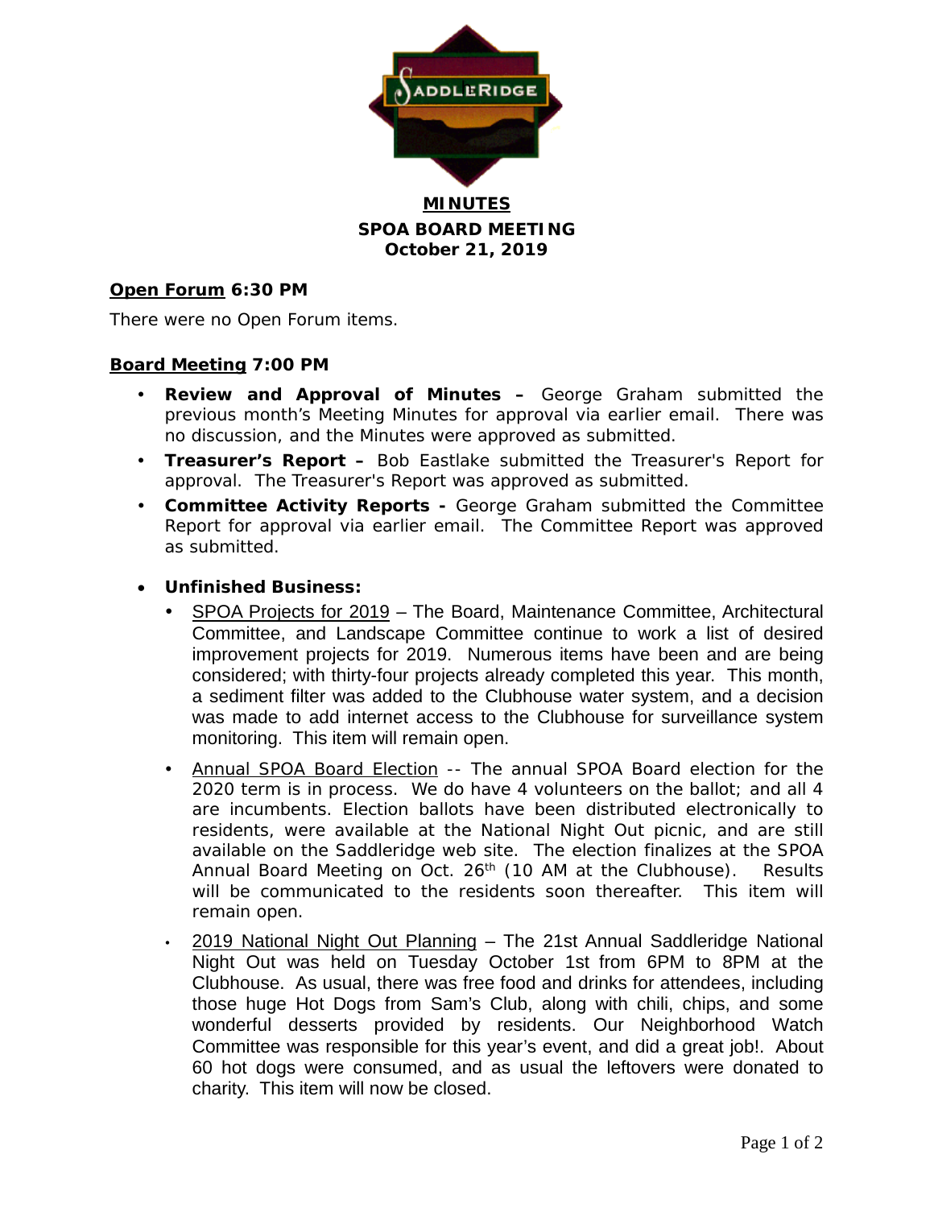**MINUTES**
**SPOA BOARD MEETING**
**October 21, 2019**

**Open Forum 6:30 PM**

There were no Open Forum items.

**Board Meeting 7:00 PM**

- **Review and Approval of Minutes –** George Graham submitted the previous month's Meeting Minutes for approval via earlier email. There was no discussion, and the Minutes were approved as submitted.
- **Treasurer's Report –** Bob Eastlake submitted the Treasurer's Report for approval. The Treasurer's Report was approved as submitted.
- **Committee Activity Reports -** George Graham submitted the Committee Report for approval via earlier email. The Committee Report was approved as submitted.

- **Unfinished Business:**
  - SPOA Projects for 2019 – The Board, Maintenance Committee, Architectural Committee, and Landscape Committee continue to work a list of desired improvement projects for 2019. Numerous items have been and are being considered; with thirty-four projects already completed this year. This month, a sediment filter was added to the Clubhouse water system, and a decision was made to add internet access to the Clubhouse for surveillance system monitoring. This item will remain open.
  - Annual SPOA Board Election -- The annual SPOA Board election for the 2020 term is in process. We do have 4 volunteers on the ballot; and all 4 are incumbents. Election ballots have been distributed electronically to residents, were available at the National Night Out picnic, and are still available on the Saddleridge web site. The election finalizes at the SPOA Annual Board Meeting on Oct. 26th (10 AM at the Clubhouse). Results will be communicated to the residents soon thereafter. This item will remain open.
  - 2019 National Night Out Planning – The 21st Annual Saddleridge National Night Out was held on Tuesday October 1st from 6PM to 8PM at the Clubhouse. As usual, there was free food and drinks for attendees, including those huge Hot Dogs from Sam's Club, along with chili, chips, and some wonderful desserts provided by residents. Our Neighborhood Watch Committee was responsible for this year's event, and did a great job!. About 60 hot dogs were consumed, and as usual the leftovers were donated to charity. This item will now be closed.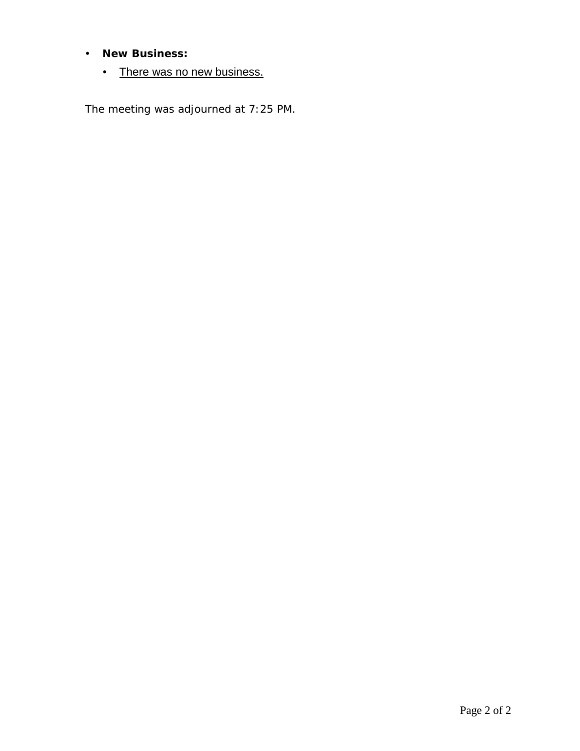- **New Business:**
  - There was no new business.

The meeting was adjourned at 7:25 PM.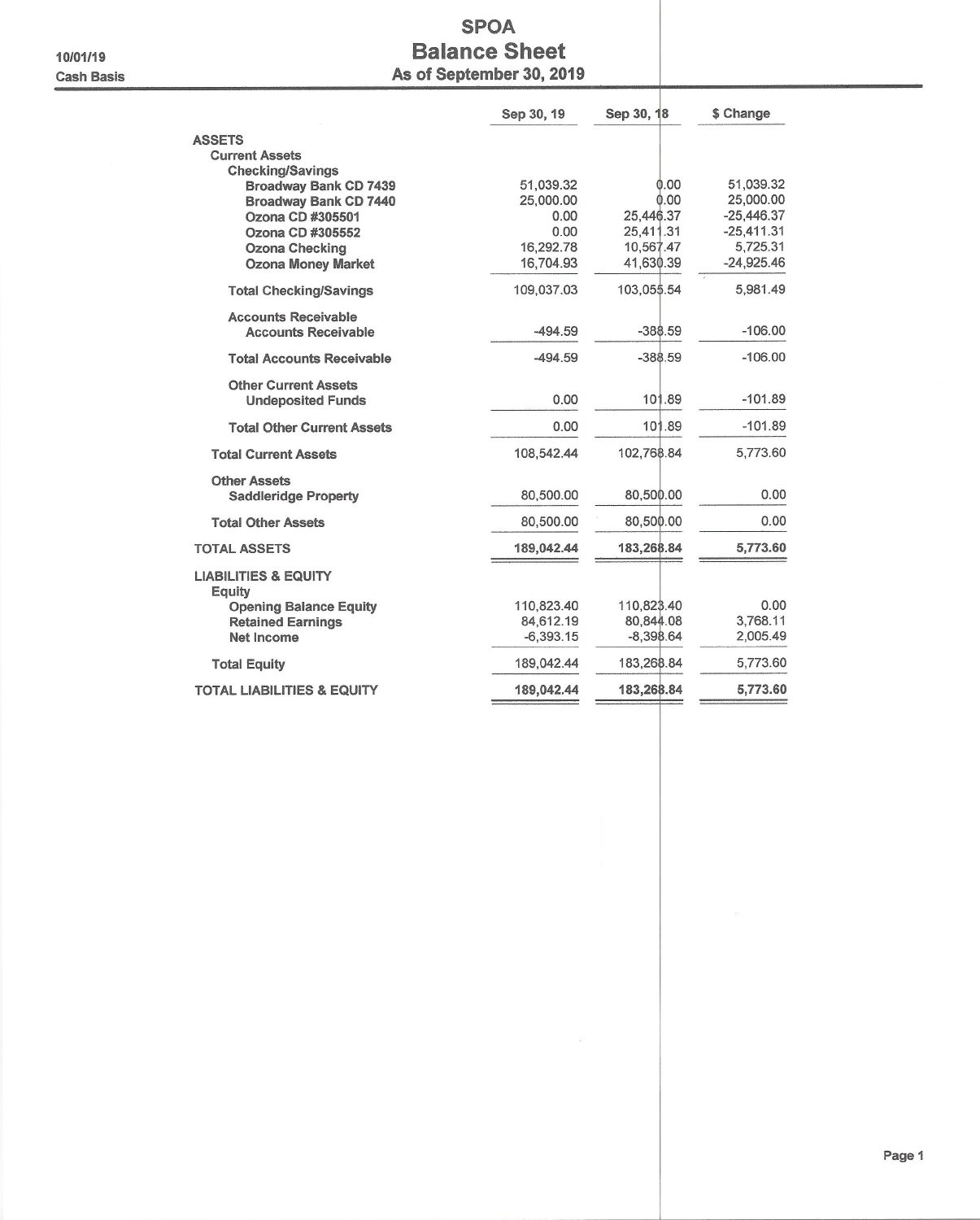10/01/19

Cash Basis

# SPOA
## Balance Sheet
### As of September 30, 2019

| | Sep 30, 19 | Sep 30, 18 | $ Change |
|---|---|---|---|
| **ASSETS** | | | |
| **Current Assets** | | | |
| **Checking/Savings** | | | |
| **Broadway Bank CD 7439** | 51,039.32 | 0.00 | 51,039.32 |
| **Broadway Bank CD 7440** | 25,000.00 | 0.00 | 25,000.00 |
| **Ozona CD #305501** | 0.00 | 25,446.37 | -25,446.37 |
| **Ozona CD #305552** | 0.00 | 25,411.31 | -25,411.31 |
| **Ozona Checking** | 16,292.78 | 10,567.47 | 5,725.31 |
| **Ozona Money Market** | 16,704.93 | 41,630.39 | -24,925.46 |
| **Total Checking/Savings** | 109,037.03 | 103,055.54 | 5,981.49 |
| **Accounts Receivable** | | | |
| **Accounts Receivable** | -494.59 | -388.59 | -106.00 |
| **Total Accounts Receivable** | -494.59 | -388.59 | -106.00 |
| **Other Current Assets** | | | |
| **Undeposited Funds** | 0.00 | 101.89 | -101.89 |
| **Total Other Current Assets** | 0.00 | 101.89 | -101.89 |
| **Total Current Assets** | 108,542.44 | 102,768.84 | 5,773.60 |
| **Other Assets** | | | |
| **Saddleridge Property** | 80,500.00 | 80,500.00 | 0.00 |
| **Total Other Assets** | 80,500.00 | 80,500.00 | 0.00 |
| **TOTAL ASSETS** | **189,042.44** | **183,268.84** | **5,773.60** |
| **LIABILITIES & EQUITY** | | | |
| **Equity** | | | |
| **Opening Balance Equity** | 110,823.40 | 110,823.40 | 0.00 |
| **Retained Earnings** | 84,612.19 | 80,844.08 | 3,768.11 |
| **Net Income** | -6,393.15 | -8,398.64 | 2,005.49 |
| **Total Equity** | 189,042.44 | 183,268.84 | 5,773.60 |
| **TOTAL LIABILITIES & EQUITY** | **189,042.44** | **183,268.84** | **5,773.60** |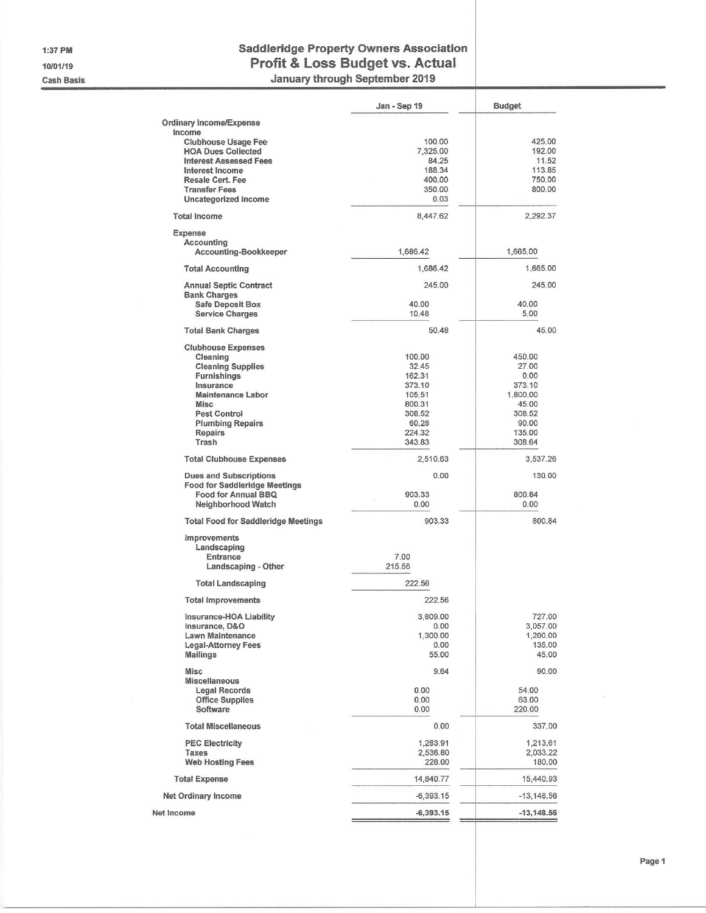1:37 PM
10/01/19
Cash Basis

# Saddleridge Property Owners Association
## Profit & Loss Budget vs. Actual
### January through September 2019

| | Jan - Sep 19 | Budget |
|---|---|---|
| **Ordinary Income/Expense** | | |
| **Income** | | |
| Clubhouse Usage Fee | 100.00 | 425.00 |
| HOA Dues Collected | 7,325.00 | 192.00 |
| Interest Assessed Fees | 84.25 | 11.52 |
| Interest Income | 188.34 | 113.85 |
| Resale Cert. Fee | 400.00 | 750.00 |
| Transfer Fees | 350.00 | 800.00 |
| Uncategorized Income | 0.03 | |
| **Total Income** | 8,447.62 | 2,292.37 |
| **Expense** | | |
| Accounting | | |
| Accounting-Bookkeeper | 1,686.42 | 1,665.00 |
| **Total Accounting** | 1,686.42 | 1,665.00 |
| Annual Septic Contract | 245.00 | 245.00 |
| Bank Charges | | |
| Safe Deposit Box | 40.00 | 40.00 |
| Service Charges | 10.48 | 5.00 |
| **Total Bank Charges** | 50.48 | 45.00 |
| Clubhouse Expenses | | |
| Cleaning | 100.00 | 450.00 |
| Cleaning Supplies | 32.45 | 27.00 |
| Furnishings | 162.31 | 0.00 |
| Insurance | 373.10 | 373.10 |
| Maintenance Labor | 105.51 | 1,800.00 |
| Misc | 800.31 | 45.00 |
| Pest Control | 308.52 | 308.52 |
| Plumbing Repairs | 60.28 | 90.00 |
| Repairs | 224.32 | 135.00 |
| Trash | 343.83 | 308.64 |
| **Total Clubhouse Expenses** | 2,510.63 | 3,537.26 |
| Dues and Subscriptions | 0.00 | 130.00 |
| Food for Saddleridge Meetings | | |
| Food for Annual BBQ | 903.33 | 800.84 |
| Neighborhood Watch | 0.00 | 0.00 |
| **Total Food for Saddleridge Meetings** | 903.33 | 800.84 |
| Improvements | | |
| Landscaping | | |
| Entrance | 7.00 | |
| Landscaping - Other | 215.56 | |
| **Total Landscaping** | 222.56 | |
| **Total Improvements** | 222.56 | |
| Insurance-HOA Liability | 3,809.00 | 727.00 |
| Insurance, D&O | 0.00 | 3,057.00 |
| Lawn Maintenance | 1,300.00 | 1,200.00 |
| Legal-Attorney Fees | 0.00 | 135.00 |
| Mailings | 55.00 | 45.00 |
| Misc | 9.64 | 90.00 |
| Miscellaneous | | |
| Legal Records | 0.00 | 54.00 |
| Office Supplies | 0.00 | 63.00 |
| Software | 0.00 | 220.00 |
| **Total Miscellaneous** | 0.00 | 337.00 |
| PEC Electricity | 1,283.91 | 1,213.61 |
| Taxes | 2,536.80 | 2,033.22 |
| Web Hosting Fees | 228.00 | 180.00 |
| **Total Expense** | 14,840.77 | 15,440.93 |
| **Net Ordinary Income** | -6,393.15 | -13,148.56 |
| **Net Income** | **-6,393.15** | **-13,148.56** |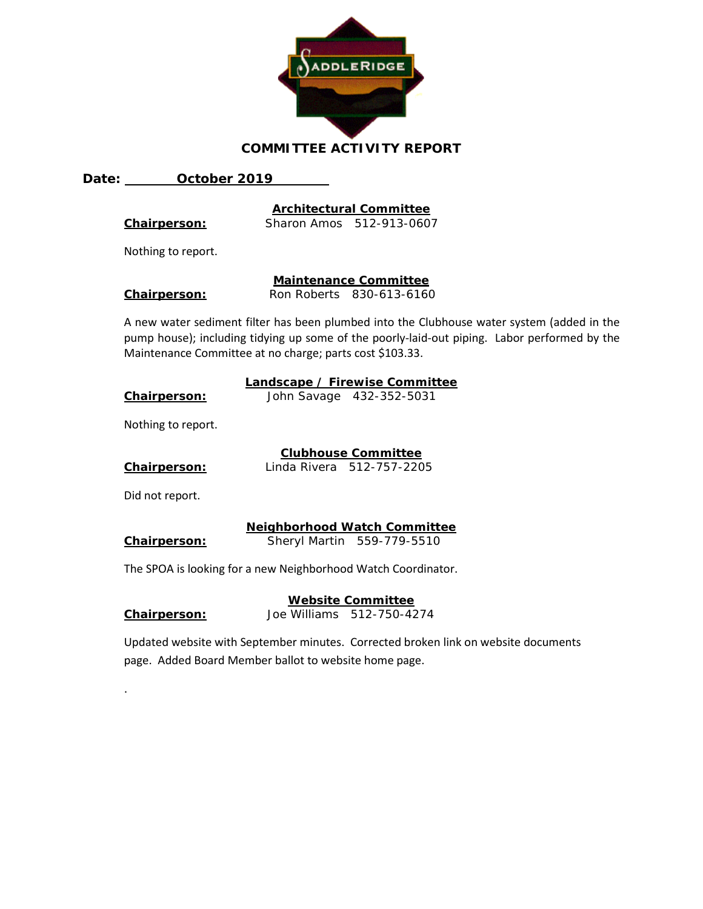# COMMITTEE ACTIVITY REPORT

**Date: October 2019**

## Architectural Committee

**Chairperson:** Sharon Amos 512-913-0607

Nothing to report.

## Maintenance Committee

**Chairperson:** Ron Roberts 830-613-6160

A new water sediment filter has been plumbed into the Clubhouse water system (added in the pump house); including tidying up some of the poorly-laid-out piping. Labor performed by the Maintenance Committee at no charge; parts cost $103.33.

## Landscape / Firewise Committee

**Chairperson:** John Savage 432-352-5031

Nothing to report.

## Clubhouse Committee

**Chairperson:** Linda Rivera 512-757-2205

Did not report.

## Neighborhood Watch Committee

**Chairperson:** Sheryl Martin 559-779-5510

The SPOA is looking for a new Neighborhood Watch Coordinator.

## Website Committee

**Chairperson:** Joe Williams 512-750-4274

Updated website with September minutes. Corrected broken link on website documents page. Added Board Member ballot to website home page.